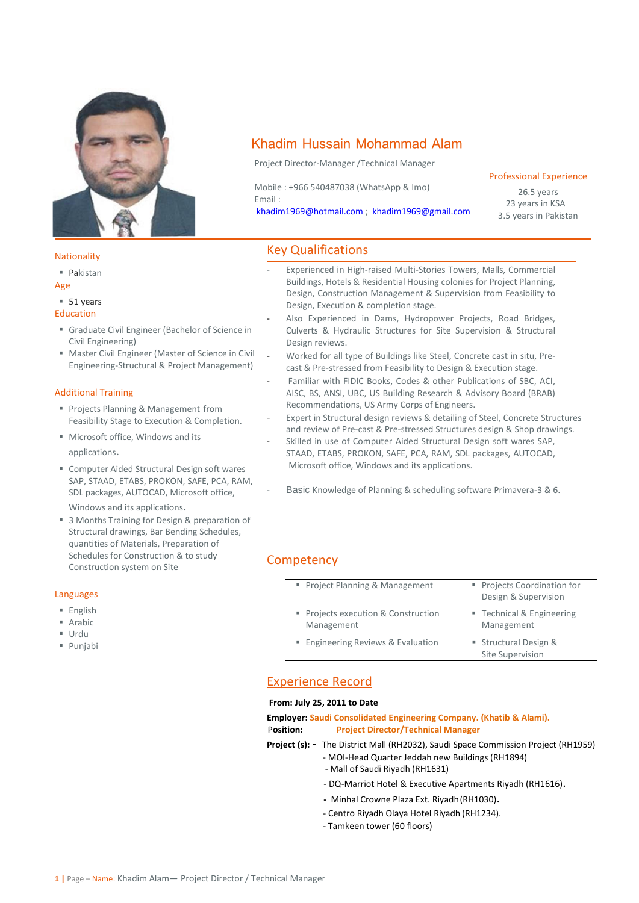# Khadim Hussain Mohammad Alam

Project Director-Manager /Technical Manager

Mobile : +966 540487038 (WhatsApp & Imo)
Email :
khadim1969@hotmail.com ; khadim1969@gmail.com

## Professional Experience

26.5 years
23 years in KSA
3.5 years in Pakistan

## Nationality

- Pakistan

## Age

- 51 years

## Education

- Graduate Civil Engineer (Bachelor of Science in Civil Engineering)
- Master Civil Engineer (Master of Science in Civil Engineering-Structural & Project Management)

## Additional Training

- Projects Planning & Management from Feasibility Stage to Execution & Completion.
- Microsoft office, Windows and its applications.
- Computer Aided Structural Design soft wares SAP, STAAD, ETABS, PROKON, SAFE, PCA, RAM, SDL packages, AUTOCAD, Microsoft office, Windows and its applications.
- 3 Months Training for Design & preparation of Structural drawings, Bar Bending Schedules, quantities of Materials, Preparation of Schedules for Construction & to study Construction system on Site

## Languages

- English
- Arabic
- Urdu
- Punjabi

## Key Qualifications

- Experienced in High-raised Multi-Stories Towers, Malls, Commercial Buildings, Hotels & Residential Housing colonies for Project Planning, Design, Construction Management & Supervision from Feasibility to Design, Execution & completion stage.
- Also Experienced in Dams, Hydropower Projects, Road Bridges, Culverts & Hydraulic Structures for Site Supervision & Structural Design reviews.
- Worked for all type of Buildings like Steel, Concrete cast in situ, Pre-cast & Pre-stressed from Feasibility to Design & Execution stage.
- Familiar with FIDIC Books, Codes & other Publications of SBC, ACI, AISC, BS, ANSI, UBC, US Building Research & Advisory Board (BRAB) Recommendations, US Army Corps of Engineers.
- Expert in Structural design reviews & detailing of Steel, Concrete Structures and review of Pre-cast & Pre-stressed Structures design & Shop drawings.
- Skilled in use of Computer Aided Structural Design soft wares SAP, STAAD, ETABS, PROKON, SAFE, PCA, RAM, SDL packages, AUTOCAD, Microsoft office, Windows and its applications.
- Basic Knowledge of Planning & scheduling software Primavera-3 & 6.

## Competency

| | |
|---|---|
| Project Planning & Management | Projects Coordination for Design & Supervision |
| Projects execution & Construction Management | Technical & Engineering Management |
| Engineering Reviews & Evaluation | Structural Design & Site Supervision |

## Experience Record

**From: July 25, 2011 to Date**

**Employer:** **Saudi Consolidated Engineering Company. (Khatib & Alami).**
**Position:** **Project Director/Technical Manager**

**Project (s):**
- The District Mall (RH2032), Saudi Space Commission Project (RH1959)
- MOI-Head Quarter Jeddah new Buildings (RH1894)
- Mall of Saudi Riyadh (RH1631)
- DQ-Marriot Hotel & Executive Apartments Riyadh (RH1616).
- Minhal Crowne Plaza Ext. Riyadh (RH1030).
- Centro Riyadh Olaya Hotel Riyadh (RH1234).
- Tamkeen tower (60 floors)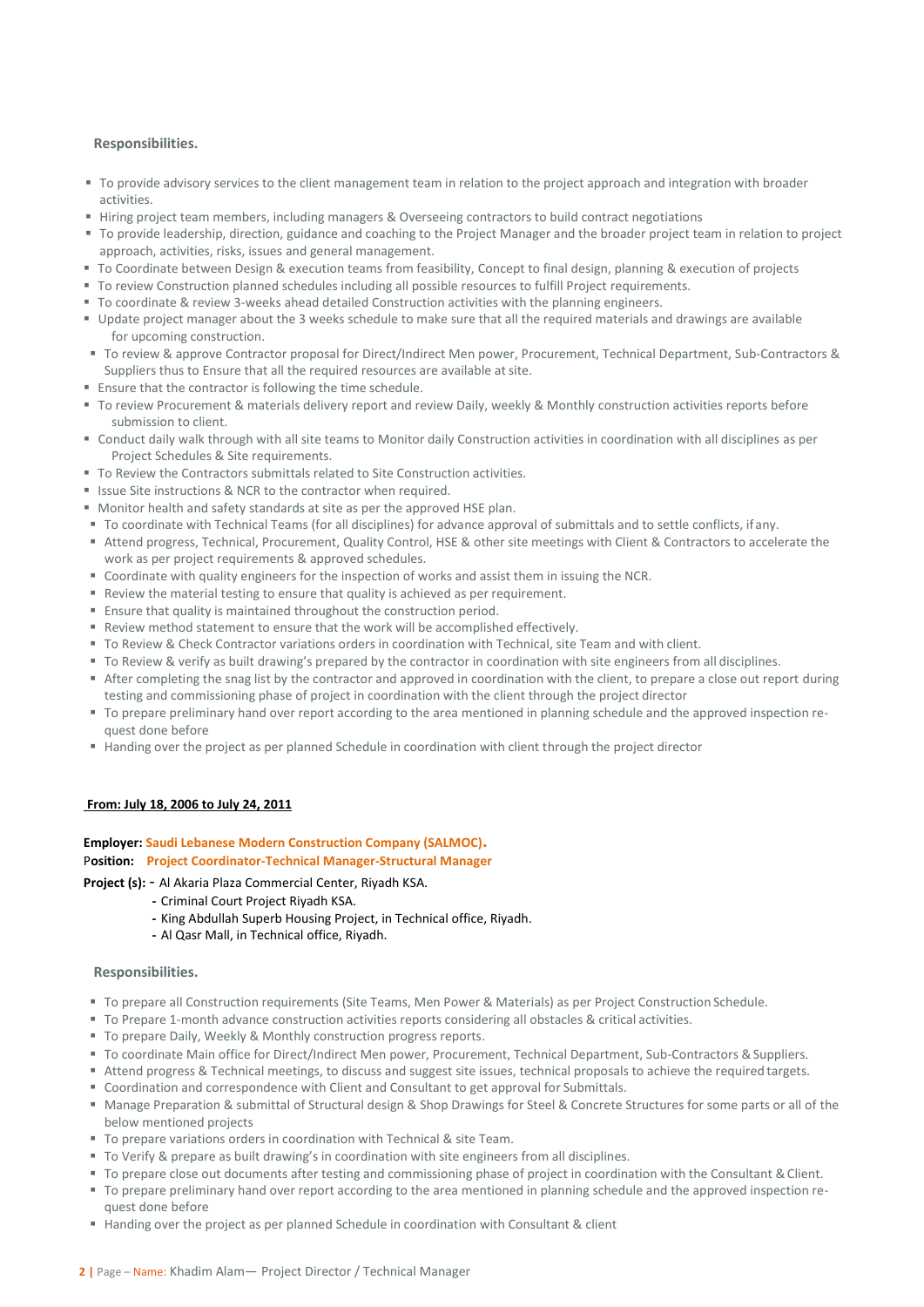### Responsibilities.

- To provide advisory services to the client management team in relation to the project approach and integration with broader activities.
- Hiring project team members, including managers & Overseeing contractors to build contract negotiations
- To provide leadership, direction, guidance and coaching to the Project Manager and the broader project team in relation to project approach, activities, risks, issues and general management.
- To Coordinate between Design & execution teams from feasibility, Concept to final design, planning & execution of projects
- To review Construction planned schedules including all possible resources to fulfill Project requirements.
- To coordinate & review 3-weeks ahead detailed Construction activities with the planning engineers.
- Update project manager about the 3 weeks schedule to make sure that all the required materials and drawings are available for upcoming construction.
- To review & approve Contractor proposal for Direct/Indirect Men power, Procurement, Technical Department, Sub-Contractors & Suppliers thus to Ensure that all the required resources are available at site.
- Ensure that the contractor is following the time schedule.
- To review Procurement & materials delivery report and review Daily, weekly & Monthly construction activities reports before submission to client.
- Conduct daily walk through with all site teams to Monitor daily Construction activities in coordination with all disciplines as per Project Schedules & Site requirements.
- To Review the Contractors submittals related to Site Construction activities.
- Issue Site instructions & NCR to the contractor when required.
- Monitor health and safety standards at site as per the approved HSE plan.
- To coordinate with Technical Teams (for all disciplines) for advance approval of submittals and to settle conflicts, if any.
- Attend progress, Technical, Procurement, Quality Control, HSE & other site meetings with Client & Contractors to accelerate the work as per project requirements & approved schedules.
- Coordinate with quality engineers for the inspection of works and assist them in issuing the NCR.
- Review the material testing to ensure that quality is achieved as per requirement.
- Ensure that quality is maintained throughout the construction period.
- Review method statement to ensure that the work will be accomplished effectively.
- To Review & Check Contractor variations orders in coordination with Technical, site Team and with client.
- To Review & verify as built drawing's prepared by the contractor in coordination with site engineers from all disciplines.
- After completing the snag list by the contractor and approved in coordination with the client, to prepare a close out report during testing and commissioning phase of project in coordination with the client through the project director
- To prepare preliminary hand over report according to the area mentioned in planning schedule and the approved inspection request done before
- Handing over the project as per planned Schedule in coordination with client through the project director

**From: July 18, 2006 to July 24, 2011**

**Employer:** **Saudi Lebanese Modern Construction Company (SALMOC).**
**Position:** **Project Coordinator-Technical Manager-Structural Manager**

**Project (s):**
- Al Akaria Plaza Commercial Center, Riyadh KSA.
- Criminal Court Project Riyadh KSA.
- King Abdullah Superb Housing Project, in Technical office, Riyadh.
- Al Qasr Mall, in Technical office, Riyadh.

### Responsibilities.

- To prepare all Construction requirements (Site Teams, Men Power & Materials) as per Project Construction Schedule.
- To Prepare 1-month advance construction activities reports considering all obstacles & critical activities.
- To prepare Daily, Weekly & Monthly construction progress reports.
- To coordinate Main office for Direct/Indirect Men power, Procurement, Technical Department, Sub-Contractors & Suppliers.
- Attend progress & Technical meetings, to discuss and suggest site issues, technical proposals to achieve the required targets.
- Coordination and correspondence with Client and Consultant to get approval for Submittals.
- Manage Preparation & submittal of Structural design & Shop Drawings for Steel & Concrete Structures for some parts or all of the below mentioned projects
- To prepare variations orders in coordination with Technical & site Team.
- To Verify & prepare as built drawing's in coordination with site engineers from all disciplines.
- To prepare close out documents after testing and commissioning phase of project in coordination with the Consultant & Client.
- To prepare preliminary hand over report according to the area mentioned in planning schedule and the approved inspection request done before
- Handing over the project as per planned Schedule in coordination with Consultant & client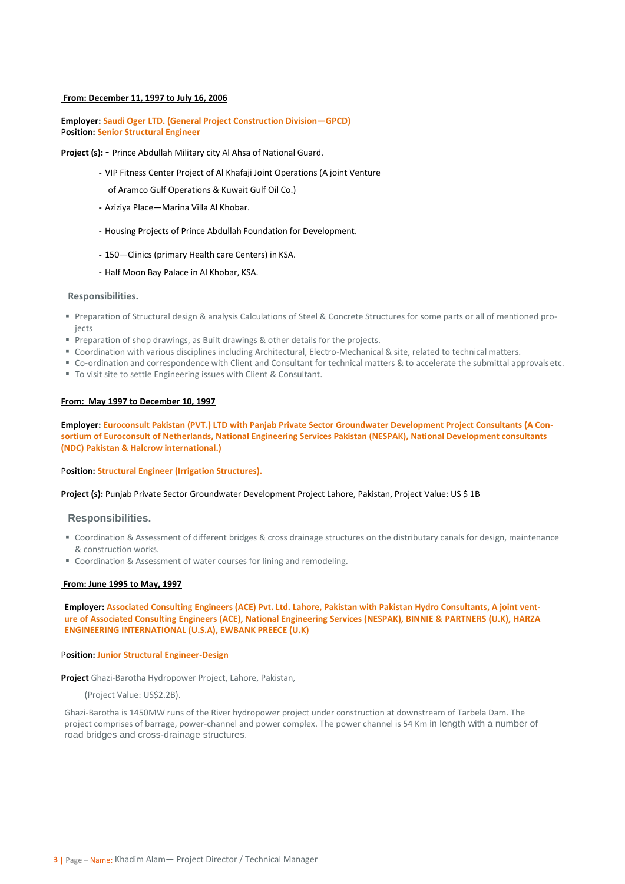**From: December 11, 1997 to July 16, 2006**

**Employer:** **Saudi Oger LTD. (General Project Construction Division—GPCD)**
**Position:** **Senior Structural Engineer**

**Project (s):** - Prince Abdullah Military city Al Ahsa of National Guard.

- VIP Fitness Center Project of Al Khafaji Joint Operations (A joint Venture of Aramco Gulf Operations & Kuwait Gulf Oil Co.)
- Aziziya Place—Marina Villa Al Khobar.
- Housing Projects of Prince Abdullah Foundation for Development.
- 150—Clinics (primary Health care Centers) in KSA.
- Half Moon Bay Palace in Al Khobar, KSA.

### Responsibilities.

- Preparation of Structural design & analysis Calculations of Steel & Concrete Structures for some parts or all of mentioned projects
- Preparation of shop drawings, as Built drawings & other details for the projects.
- Coordination with various disciplines including Architectural, Electro-Mechanical & site, related to technical matters.
- Co-ordination and correspondence with Client and Consultant for technical matters & to accelerate the submittal approvals etc.
- To visit site to settle Engineering issues with Client & Consultant.

**From: May 1997 to December 10, 1997**

**Employer:** **Euroconsult Pakistan (PVT.) LTD with Panjab Private Sector Groundwater Development Project Consultants (A Consortium of Euroconsult of Netherlands, National Engineering Services Pakistan (NESPAK), National Development consultants (NDC) Pakistan & Halcrow international.)**

**Position:** **Structural Engineer (Irrigation Structures).**

**Project (s):** Punjab Private Sector Groundwater Development Project Lahore, Pakistan, Project Value: US $ 1B

### Responsibilities.

- Coordination & Assessment of different bridges & cross drainage structures on the distributary canals for design, maintenance & construction works.
- Coordination & Assessment of water courses for lining and remodeling.

**From: June 1995 to May, 1997**

**Employer:** **Associated Consulting Engineers (ACE) Pvt. Ltd. Lahore, Pakistan with Pakistan Hydro Consultants, A joint venture of Associated Consulting Engineers (ACE), National Engineering Services (NESPAK), BINNIE & PARTNERS (U.K), HARZA ENGINEERING INTERNATIONAL (U.S.A), EWBANK PREECE (U.K)**

**Position:** **Junior Structural Engineer-Design**

**Project** Ghazi-Barotha Hydropower Project, Lahore, Pakistan,

(Project Value: US$2.2B).

Ghazi-Barotha is 1450MW runs of the River hydropower project under construction at downstream of Tarbela Dam. The project comprises of barrage, power-channel and power complex. The power channel is 54 Km in length with a number of road bridges and cross-drainage structures.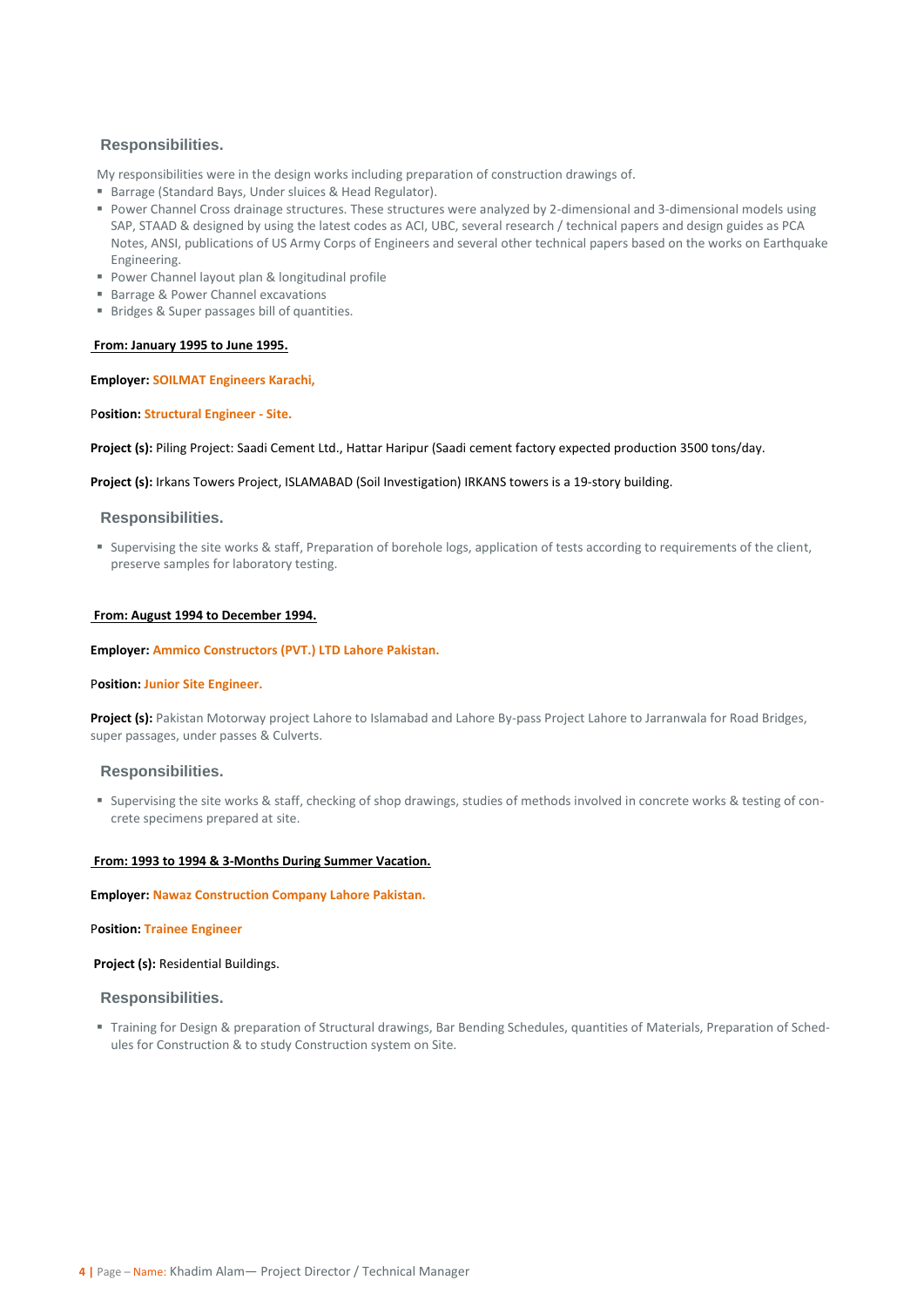### Responsibilities.

My responsibilities were in the design works including preparation of construction drawings of.

- Barrage (Standard Bays, Under sluices & Head Regulator).
- Power Channel Cross drainage structures. These structures were analyzed by 2-dimensional and 3-dimensional models using SAP, STAAD & designed by using the latest codes as ACI, UBC, several research / technical papers and design guides as PCA Notes, ANSI, publications of US Army Corps of Engineers and several other technical papers based on the works on Earthquake Engineering.
- Power Channel layout plan & longitudinal profile
- Barrage & Power Channel excavations
- Bridges & Super passages bill of quantities.

**From: January 1995 to June 1995.**

**Employer:** **SOILMAT Engineers Karachi,**

**Position:** **Structural Engineer - Site.**

**Project (s):** Piling Project: Saadi Cement Ltd., Hattar Haripur (Saadi cement factory expected production 3500 tons/day.

**Project (s):** Irkans Towers Project, ISLAMABAD (Soil Investigation) IRKANS towers is a 19-story building.

### Responsibilities.

- Supervising the site works & staff, Preparation of borehole logs, application of tests according to requirements of the client, preserve samples for laboratory testing.

**From: August 1994 to December 1994.**

**Employer:** **Ammico Constructors (PVT.) LTD Lahore Pakistan.**

**Position:** **Junior Site Engineer.**

**Project (s):** Pakistan Motorway project Lahore to Islamabad and Lahore By-pass Project Lahore to Jarranwala for Road Bridges, super passages, under passes & Culverts.

### Responsibilities.

- Supervising the site works & staff, checking of shop drawings, studies of methods involved in concrete works & testing of concrete specimens prepared at site.

**From: 1993 to 1994 & 3-Months During Summer Vacation.**

**Employer:** **Nawaz Construction Company Lahore Pakistan.**

**Position:** **Trainee Engineer**

**Project (s):** Residential Buildings.

### Responsibilities.

- Training for Design & preparation of Structural drawings, Bar Bending Schedules, quantities of Materials, Preparation of Schedules for Construction & to study Construction system on Site.